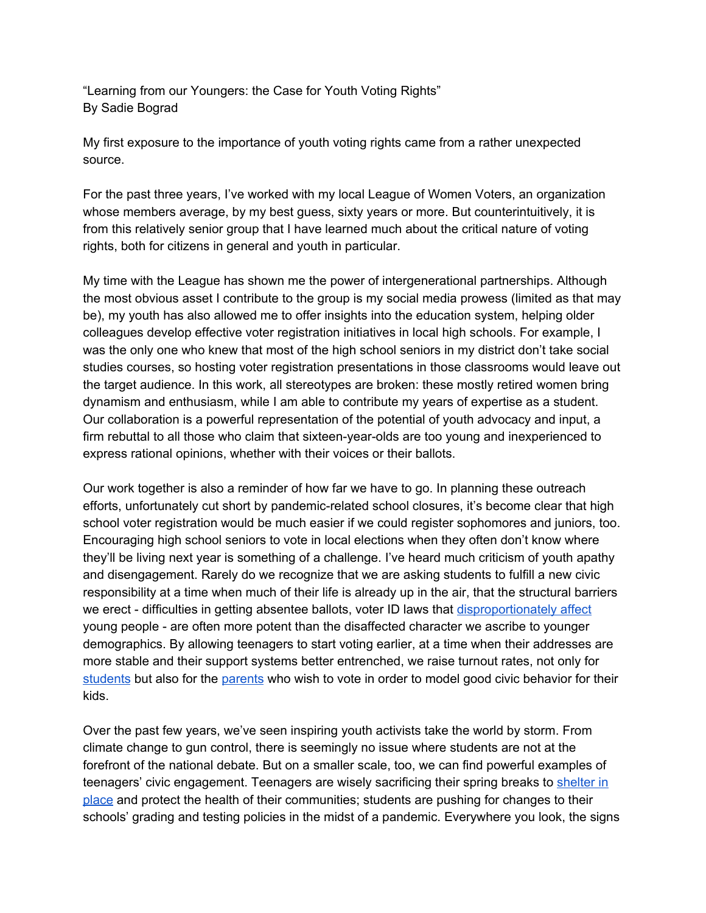"Learning from our Youngers: the Case for Youth Voting Rights"
By Sadie Bograd

My first exposure to the importance of youth voting rights came from a rather unexpected source.

For the past three years, I've worked with my local League of Women Voters, an organization whose members average, by my best guess, sixty years or more. But counterintuitively, it is from this relatively senior group that I have learned much about the critical nature of voting rights, both for citizens in general and youth in particular.

My time with the League has shown me the power of intergenerational partnerships. Although the most obvious asset I contribute to the group is my social media prowess (limited as that may be), my youth has also allowed me to offer insights into the education system, helping older colleagues develop effective voter registration initiatives in local high schools. For example, I was the only one who knew that most of the high school seniors in my district don't take social studies courses, so hosting voter registration presentations in those classrooms would leave out the target audience. In this work, all stereotypes are broken: these mostly retired women bring dynamism and enthusiasm, while I am able to contribute my years of expertise as a student. Our collaboration is a powerful representation of the potential of youth advocacy and input, a firm rebuttal to all those who claim that sixteen-year-olds are too young and inexperienced to express rational opinions, whether with their voices or their ballots.

Our work together is also a reminder of how far we have to go. In planning these outreach efforts, unfortunately cut short by pandemic-related school closures, it's become clear that high school voter registration would be much easier if we could register sophomores and juniors, too. Encouraging high school seniors to vote in local elections when they often don't know where they'll be living next year is something of a challenge. I've heard much criticism of youth apathy and disengagement. Rarely do we recognize that we are asking students to fulfill a new civic responsibility at a time when much of their life is already up in the air, that the structural barriers we erect - difficulties in getting absentee ballots, voter ID laws that disproportionately affect young people - are often more potent than the disaffected character we ascribe to younger demographics. By allowing teenagers to start voting earlier, at a time when their addresses are more stable and their support systems better entrenched, we raise turnout rates, not only for students but also for the parents who wish to vote in order to model good civic behavior for their kids.

Over the past few years, we've seen inspiring youth activists take the world by storm. From climate change to gun control, there is seemingly no issue where students are not at the forefront of the national debate. But on a smaller scale, too, we can find powerful examples of teenagers' civic engagement. Teenagers are wisely sacrificing their spring breaks to shelter in place and protect the health of their communities; students are pushing for changes to their schools' grading and testing policies in the midst of a pandemic. Everywhere you look, the signs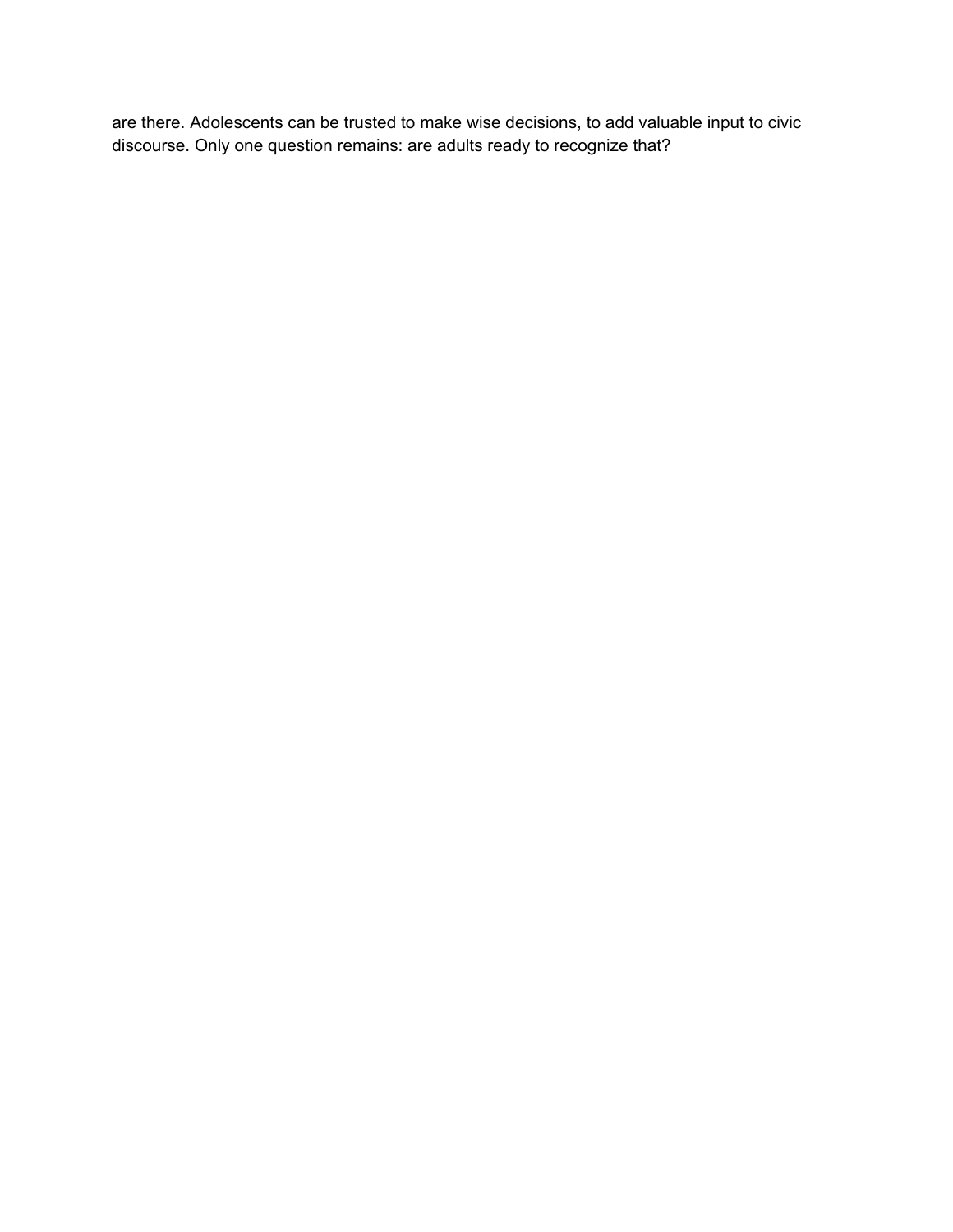are there. Adolescents can be trusted to make wise decisions, to add valuable input to civic discourse. Only one question remains: are adults ready to recognize that?